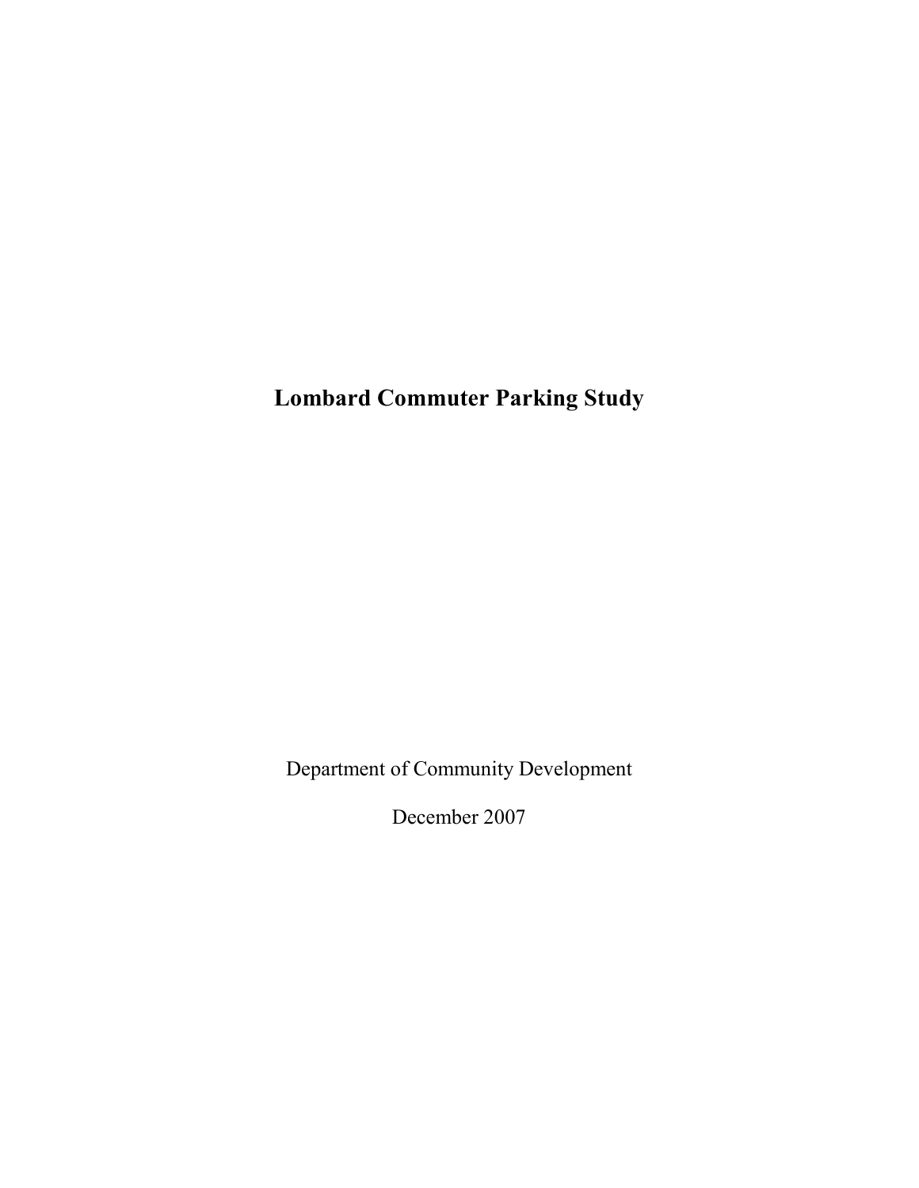# Lombard Commuter Parking Study

Department of Community Development

December 2007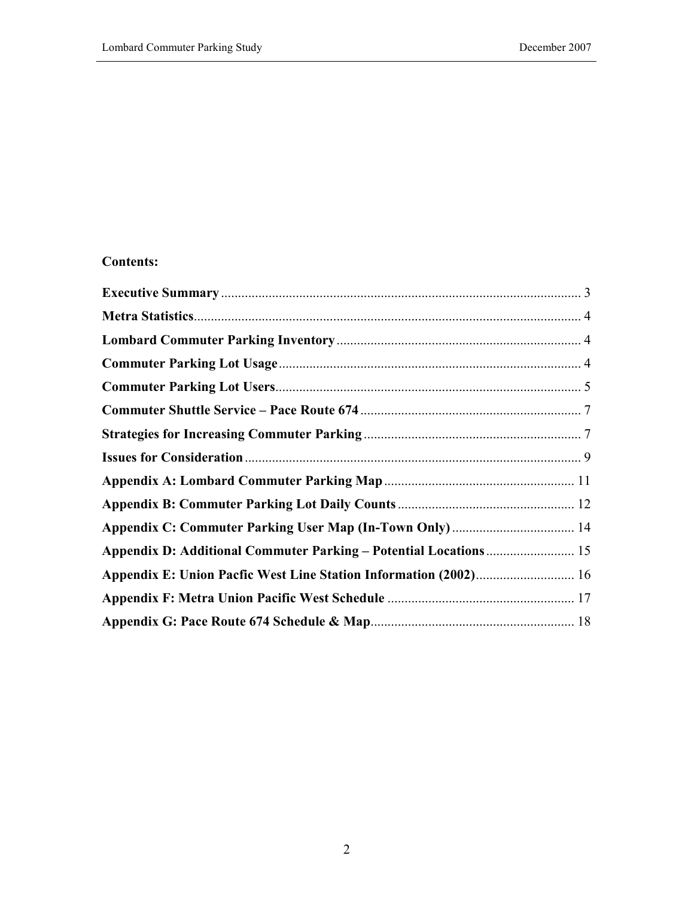**Contents:**

**Executive Summary** .......... 3

**Metra Statistics** .......... 4

**Lombard Commuter Parking Inventory** .......... 4

**Commuter Parking Lot Usage** .......... 4

**Commuter Parking Lot Users** .......... 5

**Commuter Shuttle Service – Pace Route 674** .......... 7

**Strategies for Increasing Commuter Parking** .......... 7

**Issues for Consideration** .......... 9

**Appendix A: Lombard Commuter Parking Map** .......... 11

**Appendix B: Commuter Parking Lot Daily Counts** .......... 12

**Appendix C: Commuter Parking User Map (In-Town Only)** .......... 14

**Appendix D: Additional Commuter Parking – Potential Locations** .......... 15

**Appendix E: Union Pacfic West Line Station Information (2002)** .......... 16

**Appendix F: Metra Union Pacific West Schedule** .......... 17

**Appendix G: Pace Route 674 Schedule & Map** .......... 18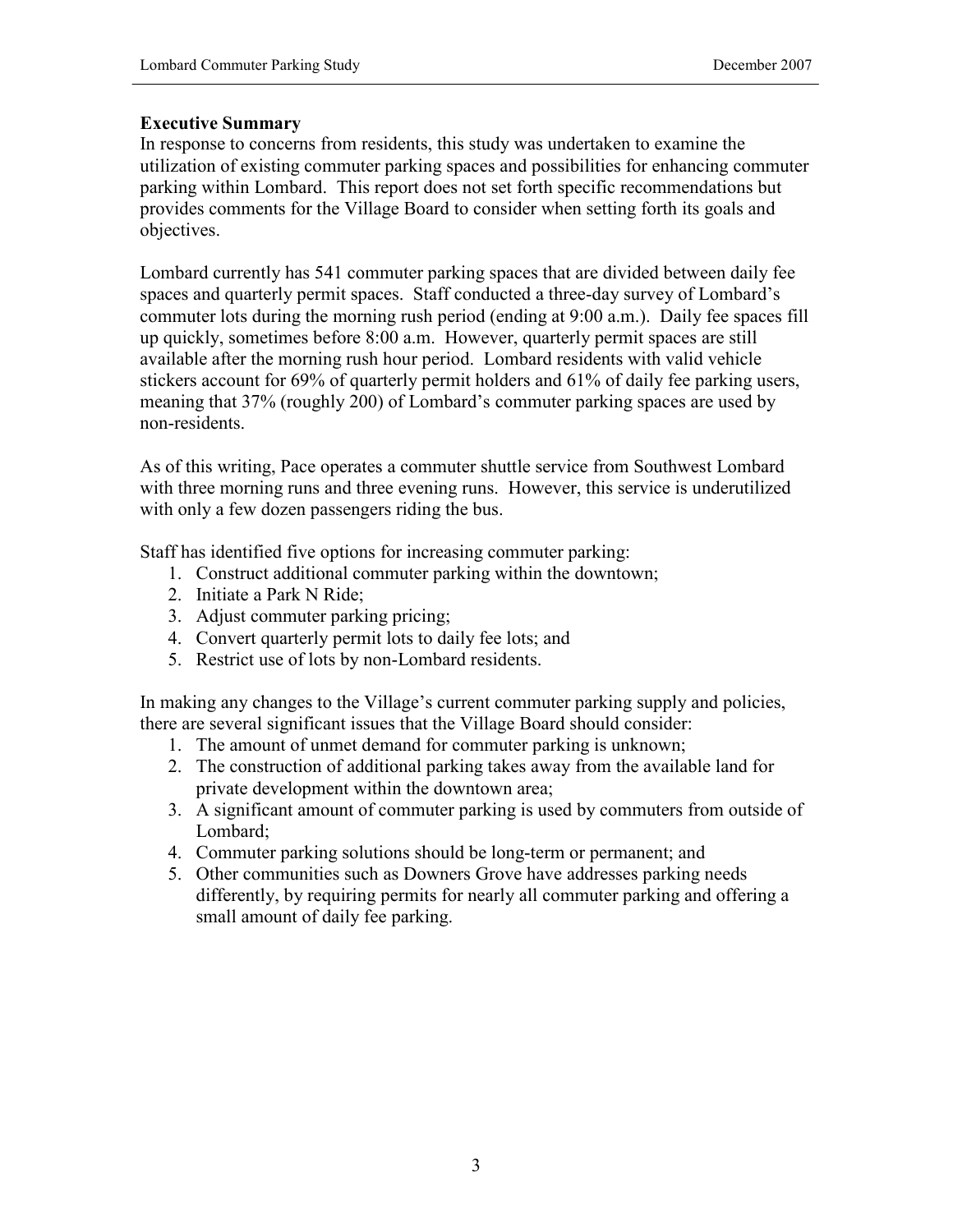## Executive Summary

In response to concerns from residents, this study was undertaken to examine the utilization of existing commuter parking spaces and possibilities for enhancing commuter parking within Lombard. This report does not set forth specific recommendations but provides comments for the Village Board to consider when setting forth its goals and objectives.

Lombard currently has 541 commuter parking spaces that are divided between daily fee spaces and quarterly permit spaces. Staff conducted a three-day survey of Lombard's commuter lots during the morning rush period (ending at 9:00 a.m.). Daily fee spaces fill up quickly, sometimes before 8:00 a.m. However, quarterly permit spaces are still available after the morning rush hour period. Lombard residents with valid vehicle stickers account for 69% of quarterly permit holders and 61% of daily fee parking users, meaning that 37% (roughly 200) of Lombard's commuter parking spaces are used by non-residents.

As of this writing, Pace operates a commuter shuttle service from Southwest Lombard with three morning runs and three evening runs. However, this service is underutilized with only a few dozen passengers riding the bus.

Staff has identified five options for increasing commuter parking:

1. Construct additional commuter parking within the downtown;
2. Initiate a Park N Ride;
3. Adjust commuter parking pricing;
4. Convert quarterly permit lots to daily fee lots; and
5. Restrict use of lots by non-Lombard residents.

In making any changes to the Village's current commuter parking supply and policies, there are several significant issues that the Village Board should consider:

1. The amount of unmet demand for commuter parking is unknown;
2. The construction of additional parking takes away from the available land for private development within the downtown area;
3. A significant amount of commuter parking is used by commuters from outside of Lombard;
4. Commuter parking solutions should be long-term or permanent; and
5. Other communities such as Downers Grove have addresses parking needs differently, by requiring permits for nearly all commuter parking and offering a small amount of daily fee parking.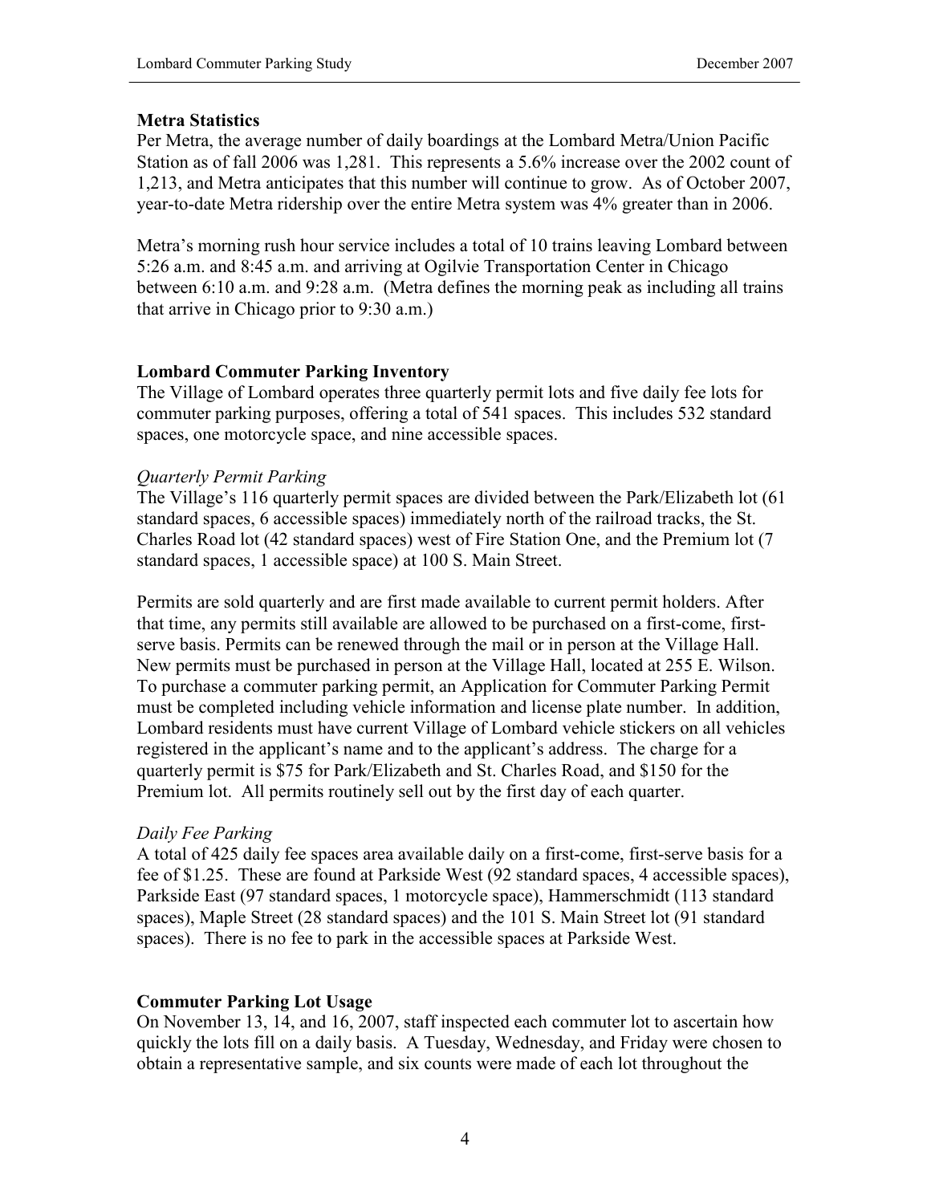**Metra Statistics**

Per Metra, the average number of daily boardings at the Lombard Metra/Union Pacific Station as of fall 2006 was 1,281. This represents a 5.6% increase over the 2002 count of 1,213, and Metra anticipates that this number will continue to grow. As of October 2007, year-to-date Metra ridership over the entire Metra system was 4% greater than in 2006.

Metra's morning rush hour service includes a total of 10 trains leaving Lombard between 5:26 a.m. and 8:45 a.m. and arriving at Ogilvie Transportation Center in Chicago between 6:10 a.m. and 9:28 a.m. (Metra defines the morning peak as including all trains that arrive in Chicago prior to 9:30 a.m.)

**Lombard Commuter Parking Inventory**

The Village of Lombard operates three quarterly permit lots and five daily fee lots for commuter parking purposes, offering a total of 541 spaces. This includes 532 standard spaces, one motorcycle space, and nine accessible spaces.

*Quarterly Permit Parking*

The Village's 116 quarterly permit spaces are divided between the Park/Elizabeth lot (61 standard spaces, 6 accessible spaces) immediately north of the railroad tracks, the St. Charles Road lot (42 standard spaces) west of Fire Station One, and the Premium lot (7 standard spaces, 1 accessible space) at 100 S. Main Street.

Permits are sold quarterly and are first made available to current permit holders. After that time, any permits still available are allowed to be purchased on a first-come, first-serve basis. Permits can be renewed through the mail or in person at the Village Hall. New permits must be purchased in person at the Village Hall, located at 255 E. Wilson. To purchase a commuter parking permit, an Application for Commuter Parking Permit must be completed including vehicle information and license plate number. In addition, Lombard residents must have current Village of Lombard vehicle stickers on all vehicles registered in the applicant's name and to the applicant's address. The charge for a quarterly permit is $75 for Park/Elizabeth and St. Charles Road, and $150 for the Premium lot. All permits routinely sell out by the first day of each quarter.

*Daily Fee Parking*

A total of 425 daily fee spaces area available daily on a first-come, first-serve basis for a fee of $1.25. These are found at Parkside West (92 standard spaces, 4 accessible spaces), Parkside East (97 standard spaces, 1 motorcycle space), Hammerschmidt (113 standard spaces), Maple Street (28 standard spaces) and the 101 S. Main Street lot (91 standard spaces). There is no fee to park in the accessible spaces at Parkside West.

**Commuter Parking Lot Usage**

On November 13, 14, and 16, 2007, staff inspected each commuter lot to ascertain how quickly the lots fill on a daily basis. A Tuesday, Wednesday, and Friday were chosen to obtain a representative sample, and six counts were made of each lot throughout the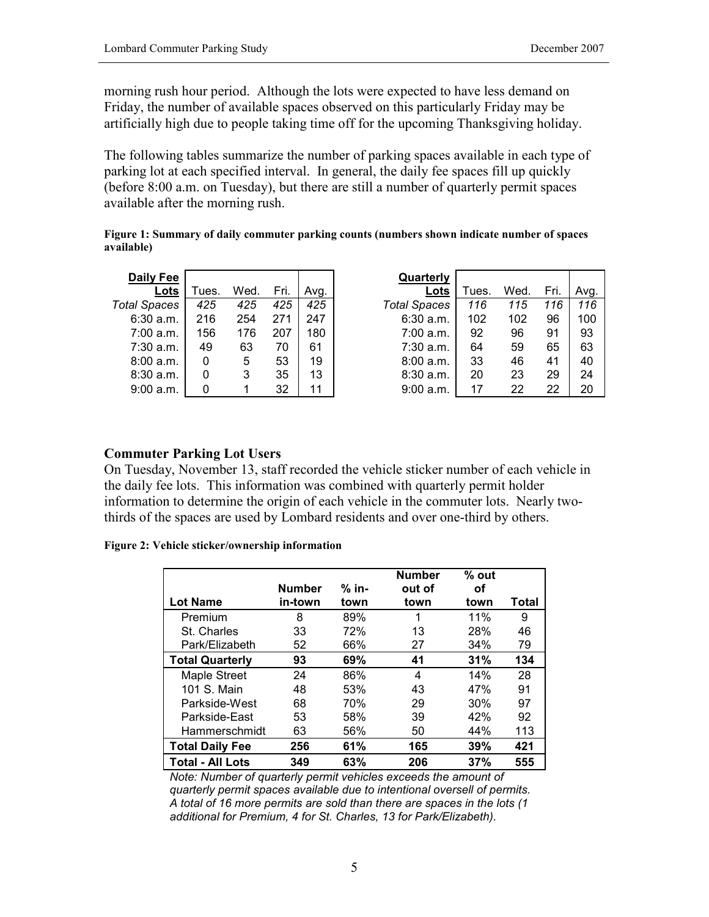morning rush hour period. Although the lots were expected to have less demand on Friday, the number of available spaces observed on this particularly Friday may be artificially high due to people taking time off for the upcoming Thanksgiving holiday.

The following tables summarize the number of parking spaces available in each type of parking lot at each specified interval. In general, the daily fee spaces fill up quickly (before 8:00 a.m. on Tuesday), but there are still a number of quarterly permit spaces available after the morning rush.

**Figure 1: Summary of daily commuter parking counts (numbers shown indicate number of spaces available)**

| Daily Fee Lots | Tues. | Wed. | Fri. | Avg. |
|---|---|---|---|---|
| *Total Spaces* | *425* | *425* | *425* | *425* |
| 6:30 a.m. | 216 | 254 | 271 | 247 |
| 7:00 a.m. | 156 | 176 | 207 | 180 |
| 7:30 a.m. | 49 | 63 | 70 | 61 |
| 8:00 a.m. | 0 | 5 | 53 | 19 |
| 8:30 a.m. | 0 | 3 | 35 | 13 |
| 9:00 a.m. | 0 | 1 | 32 | 11 |

| Quarterly Lots | Tues. | Wed. | Fri. | Avg. |
|---|---|---|---|---|
| *Total Spaces* | *116* | *115* | *116* | *116* |
| 6:30 a.m. | 102 | 102 | 96 | 100 |
| 7:00 a.m. | 92 | 96 | 91 | 93 |
| 7:30 a.m. | 64 | 59 | 65 | 63 |
| 8:00 a.m. | 33 | 46 | 41 | 40 |
| 8:30 a.m. | 20 | 23 | 29 | 24 |
| 9:00 a.m. | 17 | 22 | 22 | 20 |

## Commuter Parking Lot Users

On Tuesday, November 13, staff recorded the vehicle sticker number of each vehicle in the daily fee lots. This information was combined with quarterly permit holder information to determine the origin of each vehicle in the commuter lots. Nearly two-thirds of the spaces are used by Lombard residents and over one-third by others.

**Figure 2: Vehicle sticker/ownership information**

| Lot Name | Number in-town | % in-town | Number out of town | % out of town | Total |
|---|---|---|---|---|---|
| Premium | 8 | 89% | 1 | 11% | 9 |
| St. Charles | 33 | 72% | 13 | 28% | 46 |
| Park/Elizabeth | 52 | 66% | 27 | 34% | 79 |
| **Total Quarterly** | **93** | **69%** | **41** | **31%** | **134** |
| Maple Street | 24 | 86% | 4 | 14% | 28 |
| 101 S. Main | 48 | 53% | 43 | 47% | 91 |
| Parkside-West | 68 | 70% | 29 | 30% | 97 |
| Parkside-East | 53 | 58% | 39 | 42% | 92 |
| Hammerschmidt | 63 | 56% | 50 | 44% | 113 |
| **Total Daily Fee** | **256** | **61%** | **165** | **39%** | **421** |
| **Total - All Lots** | **349** | **63%** | **206** | **37%** | **555** |

*Note: Number of quarterly permit vehicles exceeds the amount of quarterly permit spaces available due to intentional oversell of permits. A total of 16 more permits are sold than there are spaces in the lots (1 additional for Premium, 4 for St. Charles, 13 for Park/Elizabeth).*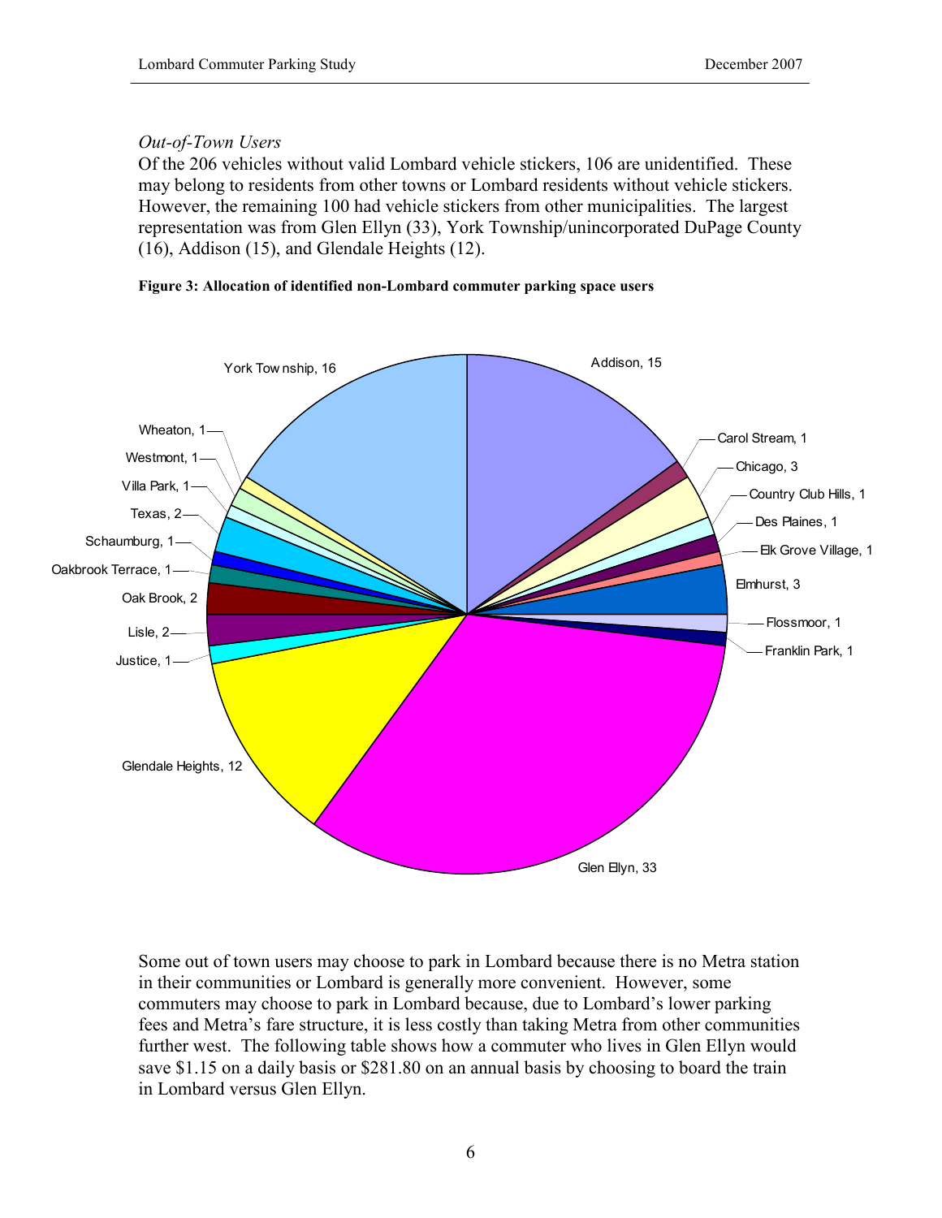*Out-of-Town Users*

Of the 206 vehicles without valid Lombard vehicle stickers, 106 are unidentified. These may belong to residents from other towns or Lombard residents without vehicle stickers. However, the remaining 100 had vehicle stickers from other municipalities. The largest representation was from Glen Ellyn (33), York Township/unincorporated DuPage County (16), Addison (15), and Glendale Heights (12).

**Figure 3: Allocation of identified non-Lombard commuter parking space users**

York Township, 16
Addison, 15
Carol Stream, 1
Chicago, 3
Country Club Hills, 1
Des Plaines, 1
Elk Grove Village, 1
Elmhurst, 3
Flossmoor, 1
Franklin Park, 1
Glen Ellyn, 33
Glendale Heights, 12
Justice, 1
Lisle, 2
Oak Brook, 2
Oakbrook Terrace, 1
Schaumburg, 1
Texas, 2
Villa Park, 1
Westmont, 1
Wheaton, 1

Some out of town users may choose to park in Lombard because there is no Metra station in their communities or Lombard is generally more convenient. However, some commuters may choose to park in Lombard because, due to Lombard's lower parking fees and Metra's fare structure, it is less costly than taking Metra from other communities further west. The following table shows how a commuter who lives in Glen Ellyn would save $1.15 on a daily basis or $281.80 on an annual basis by choosing to board the train in Lombard versus Glen Ellyn.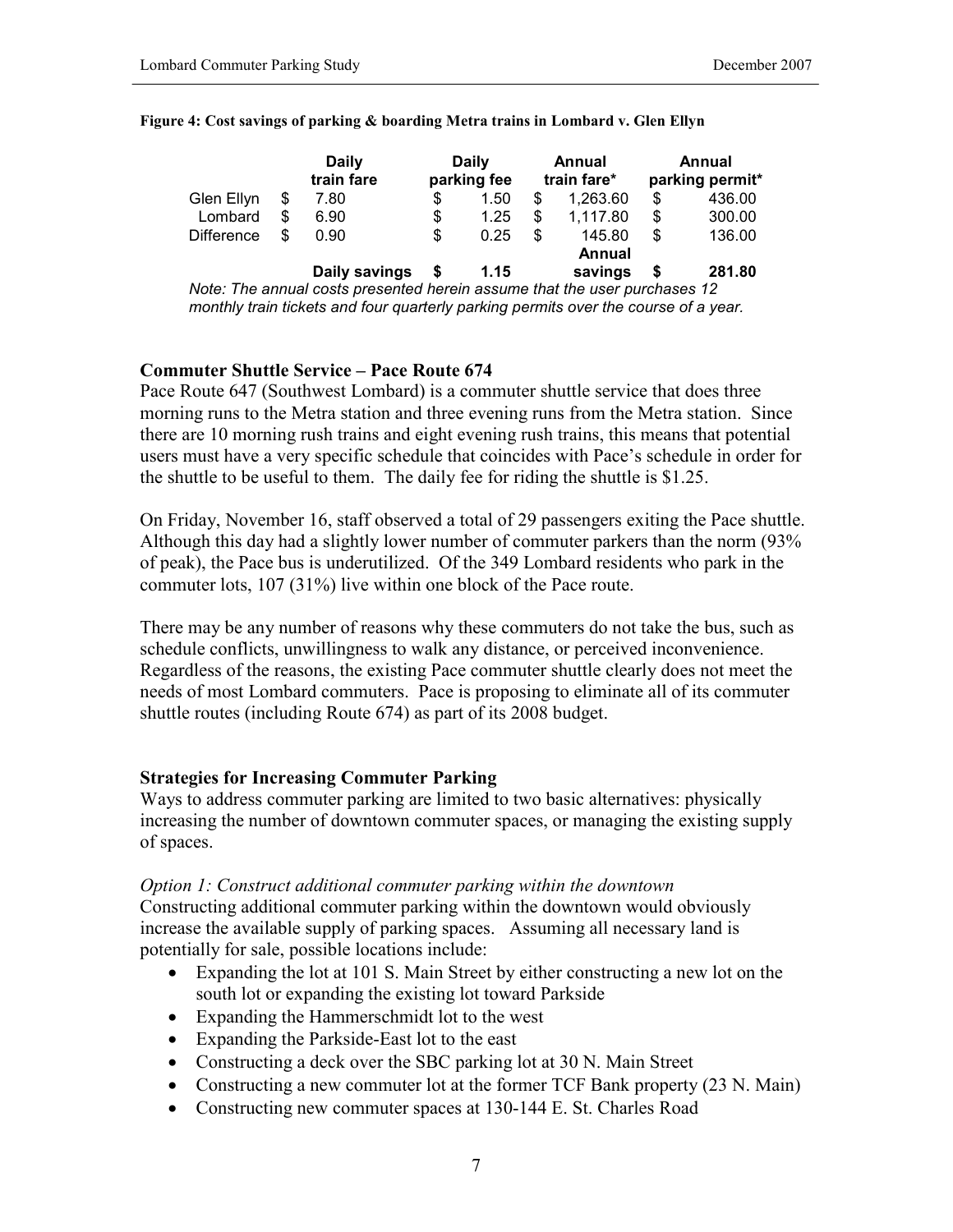**Figure 4: Cost savings of parking & boarding Metra trains in Lombard v. Glen Ellyn**

| | Daily train fare | Daily parking fee | Annual train fare* | Annual parking permit* |
|---|---|---|---|---|
| Glen Ellyn | $ 7.80 | $ 1.50 | $ 1,263.60 | $ 436.00 |
| Lombard | $ 6.90 | $ 1.25 | $ 1,117.80 | $ 300.00 |
| Difference | $ 0.90 | $ 0.25 | $ 145.80 | $ 136.00 |
| | **Daily savings** | **$ 1.15** | **Annual savings** | **$ 281.80** |

*Note: The annual costs presented herein assume that the user purchases 12 monthly train tickets and four quarterly parking permits over the course of a year.*

### Commuter Shuttle Service – Pace Route 674

Pace Route 647 (Southwest Lombard) is a commuter shuttle service that does three morning runs to the Metra station and three evening runs from the Metra station. Since there are 10 morning rush trains and eight evening rush trains, this means that potential users must have a very specific schedule that coincides with Pace's schedule in order for the shuttle to be useful to them. The daily fee for riding the shuttle is $1.25.

On Friday, November 16, staff observed a total of 29 passengers exiting the Pace shuttle. Although this day had a slightly lower number of commuter parkers than the norm (93% of peak), the Pace bus is underutilized. Of the 349 Lombard residents who park in the commuter lots, 107 (31%) live within one block of the Pace route.

There may be any number of reasons why these commuters do not take the bus, such as schedule conflicts, unwillingness to walk any distance, or perceived inconvenience. Regardless of the reasons, the existing Pace commuter shuttle clearly does not meet the needs of most Lombard commuters. Pace is proposing to eliminate all of its commuter shuttle routes (including Route 674) as part of its 2008 budget.

### Strategies for Increasing Commuter Parking

Ways to address commuter parking are limited to two basic alternatives: physically increasing the number of downtown commuter spaces, or managing the existing supply of spaces.

*Option 1: Construct additional commuter parking within the downtown*

Constructing additional commuter parking within the downtown would obviously increase the available supply of parking spaces. Assuming all necessary land is potentially for sale, possible locations include:

- Expanding the lot at 101 S. Main Street by either constructing a new lot on the south lot or expanding the existing lot toward Parkside
- Expanding the Hammerschmidt lot to the west
- Expanding the Parkside-East lot to the east
- Constructing a deck over the SBC parking lot at 30 N. Main Street
- Constructing a new commuter lot at the former TCF Bank property (23 N. Main)
- Constructing new commuter spaces at 130-144 E. St. Charles Road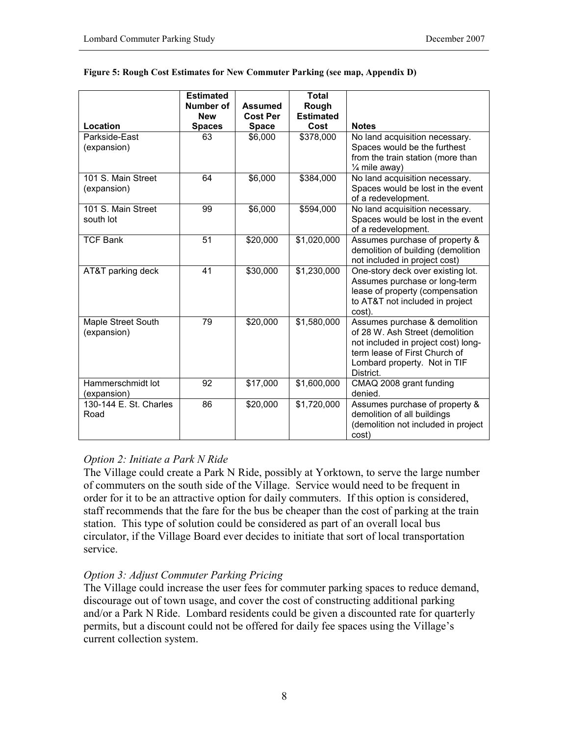**Figure 5: Rough Cost Estimates for New Commuter Parking (see map, Appendix D)**

| Location | Estimated Number of New Spaces | Assumed Cost Per Space | Total Rough Estimated Cost | Notes |
|---|---|---|---|---|
| Parkside-East (expansion) | 63 | $6,000 | $378,000 | No land acquisition necessary. Spaces would be the furthest from the train station (more than ¼ mile away) |
| 101 S. Main Street (expansion) | 64 | $6,000 | $384,000 | No land acquisition necessary. Spaces would be lost in the event of a redevelopment. |
| 101 S. Main Street south lot | 99 | $6,000 | $594,000 | No land acquisition necessary. Spaces would be lost in the event of a redevelopment. |
| TCF Bank | 51 | $20,000 | $1,020,000 | Assumes purchase of property & demolition of building (demolition not included in project cost) |
| AT&T parking deck | 41 | $30,000 | $1,230,000 | One-story deck over existing lot. Assumes purchase or long-term lease of property (compensation to AT&T not included in project cost). |
| Maple Street South (expansion) | 79 | $20,000 | $1,580,000 | Assumes purchase & demolition of 28 W. Ash Street (demolition not included in project cost) long-term lease of First Church of Lombard property. Not in TIF District. |
| Hammerschmidt lot (expansion) | 92 | $17,000 | $1,600,000 | CMAQ 2008 grant funding denied. |
| 130-144 E. St. Charles Road | 86 | $20,000 | $1,720,000 | Assumes purchase of property & demolition of all buildings (demolition not included in project cost) |

*Option 2: Initiate a Park N Ride*

The Village could create a Park N Ride, possibly at Yorktown, to serve the large number of commuters on the south side of the Village. Service would need to be frequent in order for it to be an attractive option for daily commuters. If this option is considered, staff recommends that the fare for the bus be cheaper than the cost of parking at the train station. This type of solution could be considered as part of an overall local bus circulator, if the Village Board ever decides to initiate that sort of local transportation service.

*Option 3: Adjust Commuter Parking Pricing*

The Village could increase the user fees for commuter parking spaces to reduce demand, discourage out of town usage, and cover the cost of constructing additional parking and/or a Park N Ride. Lombard residents could be given a discounted rate for quarterly permits, but a discount could not be offered for daily fee spaces using the Village's current collection system.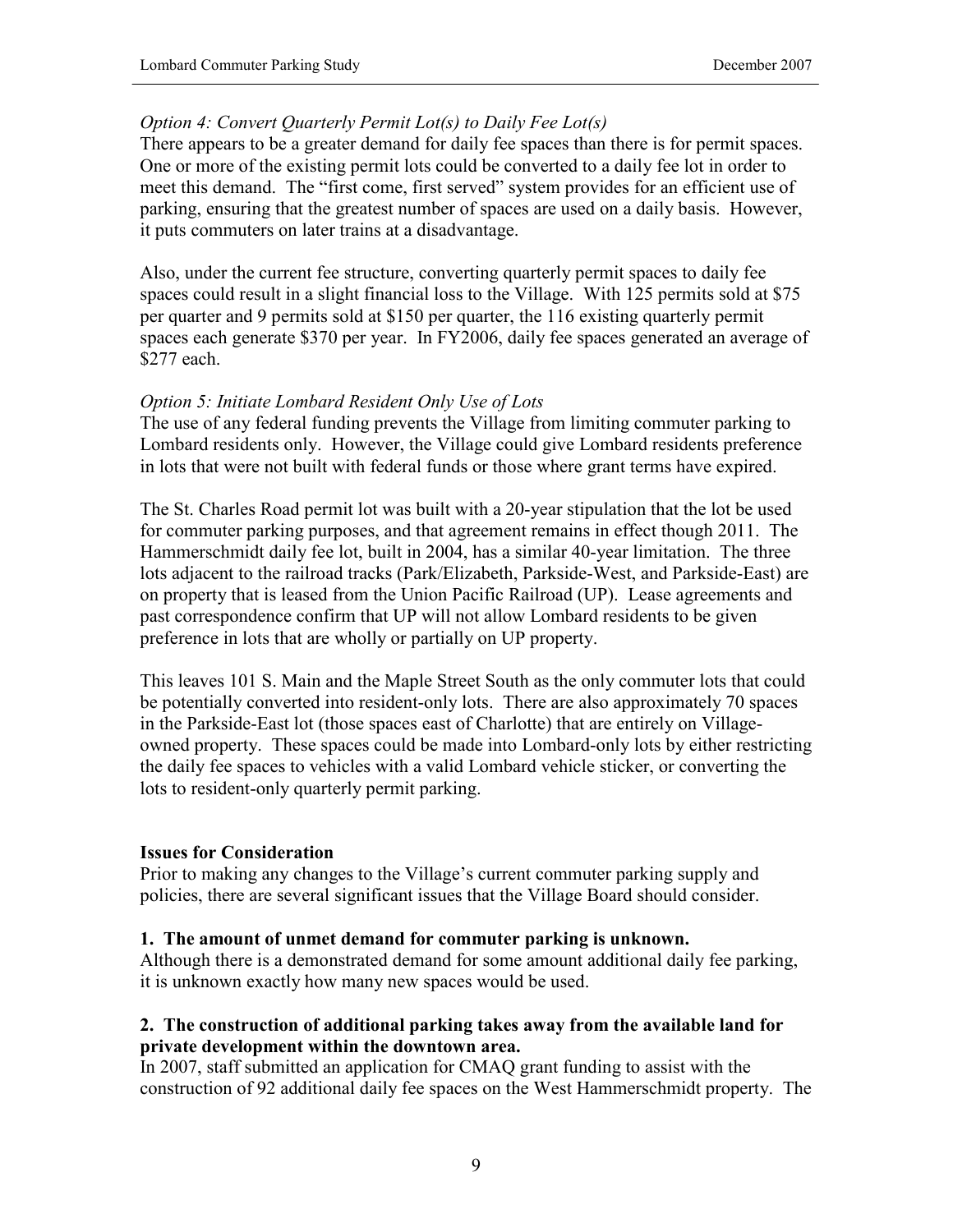*Option 4: Convert Quarterly Permit Lot(s) to Daily Fee Lot(s)*

There appears to be a greater demand for daily fee spaces than there is for permit spaces. One or more of the existing permit lots could be converted to a daily fee lot in order to meet this demand. The "first come, first served" system provides for an efficient use of parking, ensuring that the greatest number of spaces are used on a daily basis. However, it puts commuters on later trains at a disadvantage.

Also, under the current fee structure, converting quarterly permit spaces to daily fee spaces could result in a slight financial loss to the Village. With 125 permits sold at $75 per quarter and 9 permits sold at $150 per quarter, the 116 existing quarterly permit spaces each generate $370 per year. In FY2006, daily fee spaces generated an average of $277 each.

*Option 5: Initiate Lombard Resident Only Use of Lots*

The use of any federal funding prevents the Village from limiting commuter parking to Lombard residents only. However, the Village could give Lombard residents preference in lots that were not built with federal funds or those where grant terms have expired.

The St. Charles Road permit lot was built with a 20-year stipulation that the lot be used for commuter parking purposes, and that agreement remains in effect though 2011. The Hammerschmidt daily fee lot, built in 2004, has a similar 40-year limitation. The three lots adjacent to the railroad tracks (Park/Elizabeth, Parkside-West, and Parkside-East) are on property that is leased from the Union Pacific Railroad (UP). Lease agreements and past correspondence confirm that UP will not allow Lombard residents to be given preference in lots that are wholly or partially on UP property.

This leaves 101 S. Main and the Maple Street South as the only commuter lots that could be potentially converted into resident-only lots. There are also approximately 70 spaces in the Parkside-East lot (those spaces east of Charlotte) that are entirely on Village-owned property. These spaces could be made into Lombard-only lots by either restricting the daily fee spaces to vehicles with a valid Lombard vehicle sticker, or converting the lots to resident-only quarterly permit parking.

**Issues for Consideration**

Prior to making any changes to the Village's current commuter parking supply and policies, there are several significant issues that the Village Board should consider.

**1. The amount of unmet demand for commuter parking is unknown.**

Although there is a demonstrated demand for some amount additional daily fee parking, it is unknown exactly how many new spaces would be used.

**2. The construction of additional parking takes away from the available land for private development within the downtown area.**

In 2007, staff submitted an application for CMAQ grant funding to assist with the construction of 92 additional daily fee spaces on the West Hammerschmidt property. The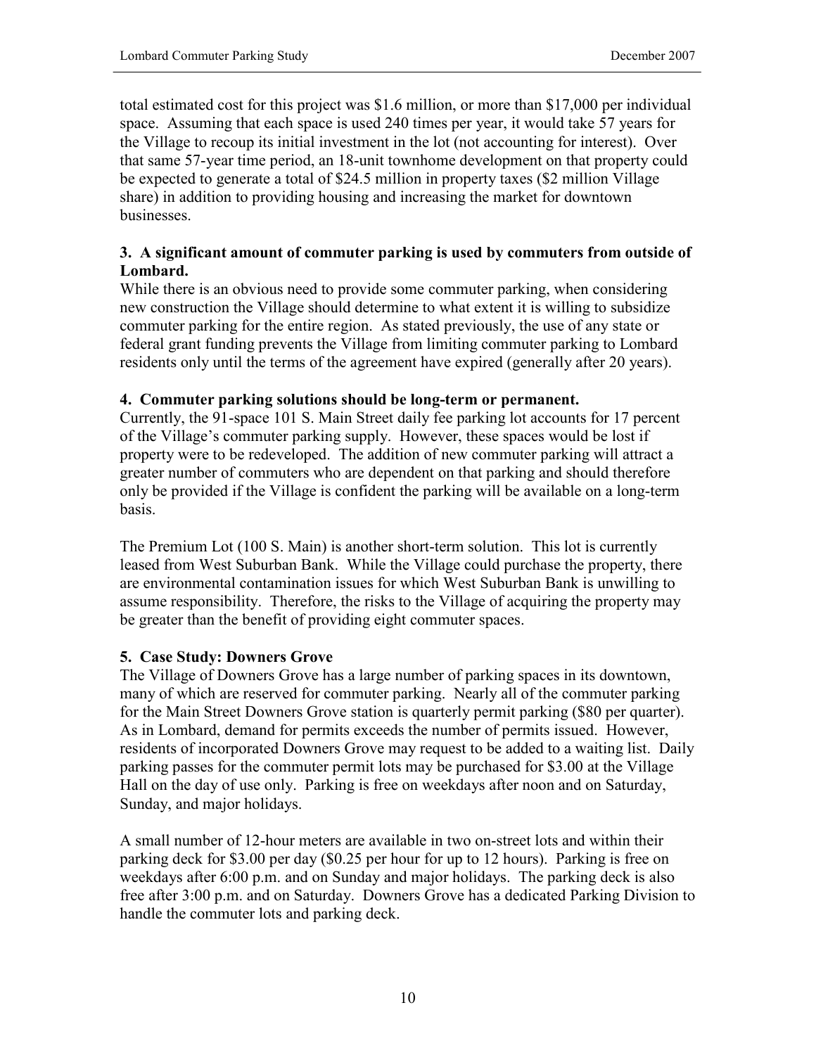total estimated cost for this project was $1.6 million, or more than $17,000 per individual space. Assuming that each space is used 240 times per year, it would take 57 years for the Village to recoup its initial investment in the lot (not accounting for interest). Over that same 57-year time period, an 18-unit townhome development on that property could be expected to generate a total of $24.5 million in property taxes ($2 million Village share) in addition to providing housing and increasing the market for downtown businesses.

**3. A significant amount of commuter parking is used by commuters from outside of Lombard.**

While there is an obvious need to provide some commuter parking, when considering new construction the Village should determine to what extent it is willing to subsidize commuter parking for the entire region. As stated previously, the use of any state or federal grant funding prevents the Village from limiting commuter parking to Lombard residents only until the terms of the agreement have expired (generally after 20 years).

**4. Commuter parking solutions should be long-term or permanent.**

Currently, the 91-space 101 S. Main Street daily fee parking lot accounts for 17 percent of the Village's commuter parking supply. However, these spaces would be lost if property were to be redeveloped. The addition of new commuter parking will attract a greater number of commuters who are dependent on that parking and should therefore only be provided if the Village is confident the parking will be available on a long-term basis.

The Premium Lot (100 S. Main) is another short-term solution. This lot is currently leased from West Suburban Bank. While the Village could purchase the property, there are environmental contamination issues for which West Suburban Bank is unwilling to assume responsibility. Therefore, the risks to the Village of acquiring the property may be greater than the benefit of providing eight commuter spaces.

**5. Case Study: Downers Grove**

The Village of Downers Grove has a large number of parking spaces in its downtown, many of which are reserved for commuter parking. Nearly all of the commuter parking for the Main Street Downers Grove station is quarterly permit parking ($80 per quarter). As in Lombard, demand for permits exceeds the number of permits issued. However, residents of incorporated Downers Grove may request to be added to a waiting list. Daily parking passes for the commuter permit lots may be purchased for $3.00 at the Village Hall on the day of use only. Parking is free on weekdays after noon and on Saturday, Sunday, and major holidays.

A small number of 12-hour meters are available in two on-street lots and within their parking deck for $3.00 per day ($0.25 per hour for up to 12 hours). Parking is free on weekdays after 6:00 p.m. and on Sunday and major holidays. The parking deck is also free after 3:00 p.m. and on Saturday. Downers Grove has a dedicated Parking Division to handle the commuter lots and parking deck.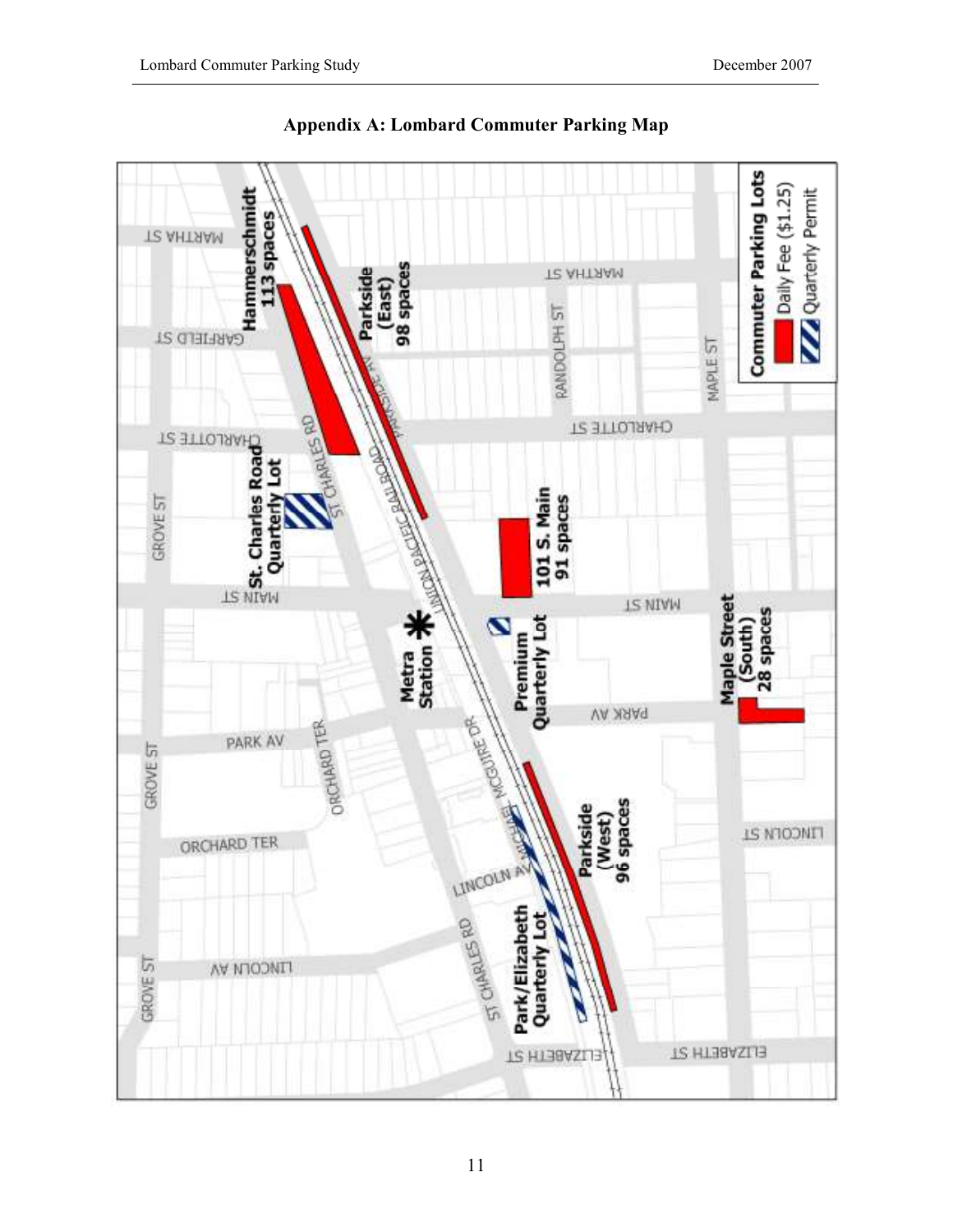# Appendix A: Lombard Commuter Parking Map

**Commuter Parking Lots**

- Daily Fee ($1.25)
- Quarterly Permit

Hammerschmidt 113 spaces

Parkside (East) 98 spaces

St. Charles Road Quarterly Lot

101 S. Main 91 spaces

Metra Station

Premium Quarterly Lot

Maple Street (South) 28 spaces

Parkside (West) 96 spaces

Park/Elizabeth Quarterly Lot

MARTHA ST, GARFIELD ST, CHARLOTTE ST, GROVE ST, MAIN ST, PARK AV, ORCHARD TER, LINCOLN AV, ELIZABETH ST, ST CHARLES RD, UNION PACIFIC RAILROAD, PARKSIDE AV, RANDOLPH ST, MAPLE ST, MICHAEL MCGUIRE DR, LINCOLN ST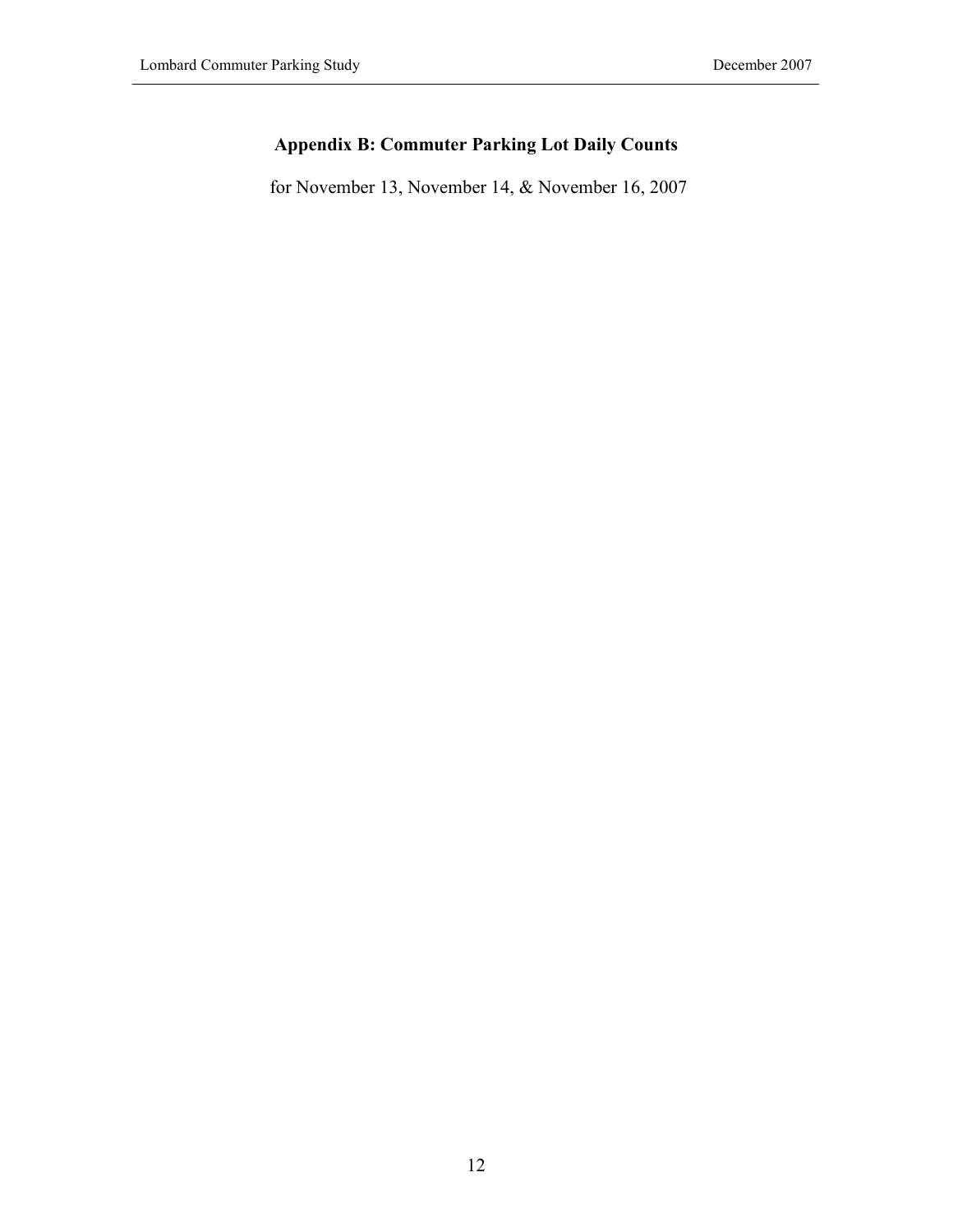## Appendix B: Commuter Parking Lot Daily Counts

for November 13, November 14, & November 16, 2007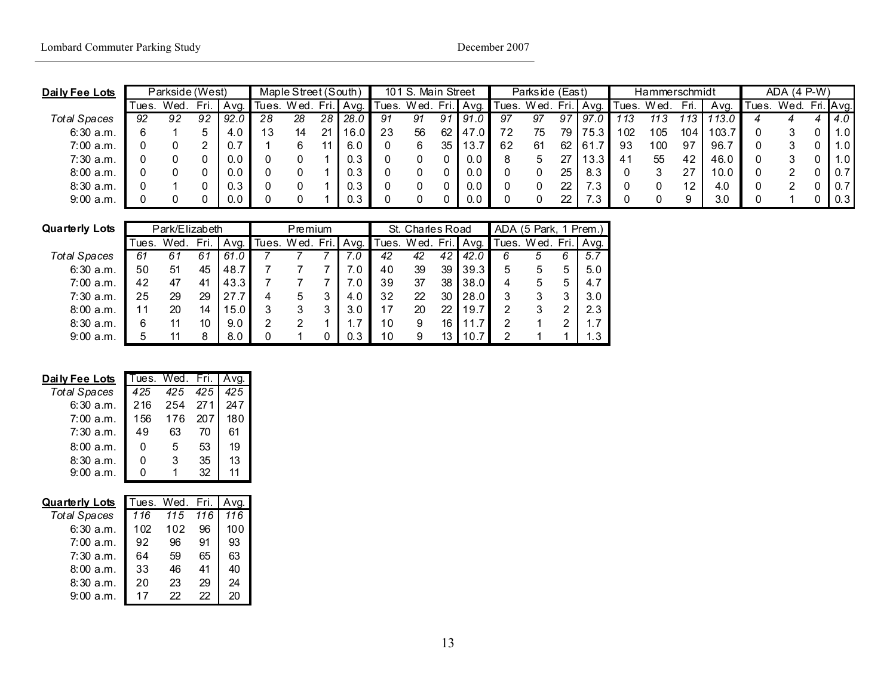| Daily Fee Lots | Parkside (West) | | | | Maple Street (South) | | | | 101 S. Main Street | | | | Parkside (East) | | | | Hammerschmidt | | | | ADA (4 P-W) | | | |
|---|---|---|---|---|---|---|---|---|---|---|---|---|---|---|---|---|---|---|---|---|---|---|---|---|
| | Tues. | Wed. | Fri. | Avg. | Tues. | Wed. | Fri. | Avg. | Tues. | Wed. | Fri. | Avg. | Tues. | Wed. | Fri. | Avg. | Tues. | Wed. | Fri. | Avg. | Tues. | Wed. | Fri. | Avg. |
| *Total Spaces* | *92* | *92* | *92* | *92.0* | *28* | *28* | *28* | *28.0* | *91* | *91* | *91* | *91.0* | *97* | *97* | *97* | *97.0* | *113* | *113* | *113* | *113.0* | *4* | *4* | *4* | *4.0* |
| 6:30 a.m. | 6 | 1 | 5 | 4.0 | 13 | 14 | 21 | 16.0 | 23 | 56 | 62 | 47.0 | 72 | 75 | 79 | 75.3 | 102 | 105 | 104 | 103.7 | 0 | 3 | 0 | 1.0 |
| 7:00 a.m. | 0 | 0 | 2 | 0.7 | 1 | 6 | 11 | 6.0 | 0 | 6 | 35 | 13.7 | 62 | 61 | 62 | 61.7 | 93 | 100 | 97 | 96.7 | 0 | 3 | 0 | 1.0 |
| 7:30 a.m. | 0 | 0 | 0 | 0.0 | 0 | 0 | 1 | 0.3 | 0 | 0 | 0 | 0.0 | 8 | 5 | 27 | 13.3 | 41 | 55 | 42 | 46.0 | 0 | 3 | 0 | 1.0 |
| 8:00 a.m. | 0 | 0 | 0 | 0.0 | 0 | 0 | 1 | 0.3 | 0 | 0 | 0 | 0.0 | 0 | 0 | 25 | 8.3 | 0 | 3 | 27 | 10.0 | 0 | 2 | 0 | 0.7 |
| 8:30 a.m. | 0 | 1 | 0 | 0.3 | 0 | 0 | 1 | 0.3 | 0 | 0 | 0 | 0.0 | 0 | 0 | 22 | 7.3 | 0 | 0 | 12 | 4.0 | 0 | 2 | 0 | 0.7 |
| 9:00 a.m. | 0 | 0 | 0 | 0.0 | 0 | 0 | 1 | 0.3 | 0 | 0 | 0 | 0.0 | 0 | 0 | 22 | 7.3 | 0 | 0 | 9 | 3.0 | 0 | 1 | 0 | 0.3 |

| Quarterly Lots | Park/Elizabeth | | | | Premium | | | | St. Charles Road | | | | ADA (5 Park, 1 Prem.) | | | |
|---|---|---|---|---|---|---|---|---|---|---|---|---|---|---|---|---|
| | Tues. | Wed. | Fri. | Avg. | Tues. | Wed. | Fri. | Avg. | Tues. | Wed. | Fri. | Avg. | Tues. | Wed. | Fri. | Avg. |
| *Total Spaces* | *61* | *61* | *61* | *61.0* | *7* | *7* | *7* | *7.0* | *42* | *42* | *42* | *42.0* | *6* | *5* | *6* | *5.7* |
| 6:30 a.m. | 50 | 51 | 45 | 48.7 | 7 | 7 | 7 | 7.0 | 40 | 39 | 39 | 39.3 | 5 | 5 | 5 | 5.0 |
| 7:00 a.m. | 42 | 47 | 41 | 43.3 | 7 | 7 | 7 | 7.0 | 39 | 37 | 38 | 38.0 | 4 | 5 | 5 | 4.7 |
| 7:30 a.m. | 25 | 29 | 29 | 27.7 | 4 | 5 | 3 | 4.0 | 32 | 22 | 30 | 28.0 | 3 | 3 | 3 | 3.0 |
| 8:00 a.m. | 11 | 20 | 14 | 15.0 | 3 | 3 | 3 | 3.0 | 17 | 20 | 22 | 19.7 | 2 | 3 | 2 | 2.3 |
| 8:30 a.m. | 6 | 11 | 10 | 9.0 | 2 | 2 | 1 | 1.7 | 10 | 9 | 16 | 11.7 | 2 | 1 | 2 | 1.7 |
| 9:00 a.m. | 5 | 11 | 8 | 8.0 | 0 | 1 | 0 | 0.3 | 10 | 9 | 13 | 10.7 | 2 | 1 | 1 | 1.3 |

| Daily Fee Lots | Tues. | Wed. | Fri. | Avg. |
|---|---|---|---|---|
| *Total Spaces* | *425* | *425* | *425* | *425* |
| 6:30 a.m. | 216 | 254 | 271 | 247 |
| 7:00 a.m. | 156 | 176 | 207 | 180 |
| 7:30 a.m. | 49 | 63 | 70 | 61 |
| 8:00 a.m. | 0 | 5 | 53 | 19 |
| 8:30 a.m. | 0 | 3 | 35 | 13 |
| 9:00 a.m. | 0 | 1 | 32 | 11 |

| Quarterly Lots | Tues. | Wed. | Fri. | Avg. |
|---|---|---|---|---|
| *Total Spaces* | *116* | *115* | *116* | *116* |
| 6:30 a.m. | 102 | 102 | 96 | 100 |
| 7:00 a.m. | 92 | 96 | 91 | 93 |
| 7:30 a.m. | 64 | 59 | 65 | 63 |
| 8:00 a.m. | 33 | 46 | 41 | 40 |
| 8:30 a.m. | 20 | 23 | 29 | 24 |
| 9:00 a.m. | 17 | 22 | 22 | 20 |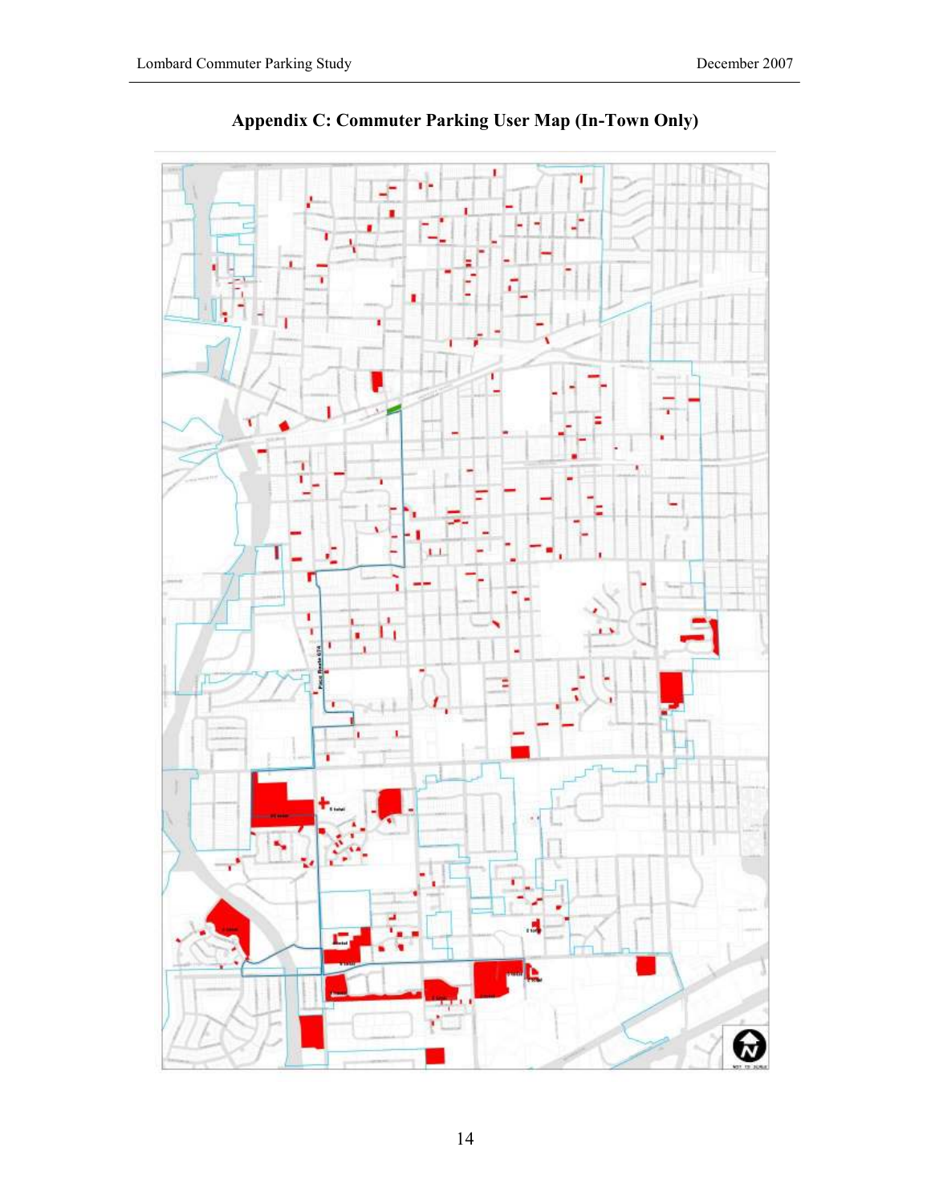# Appendix C: Commuter Parking User Map (In-Town Only)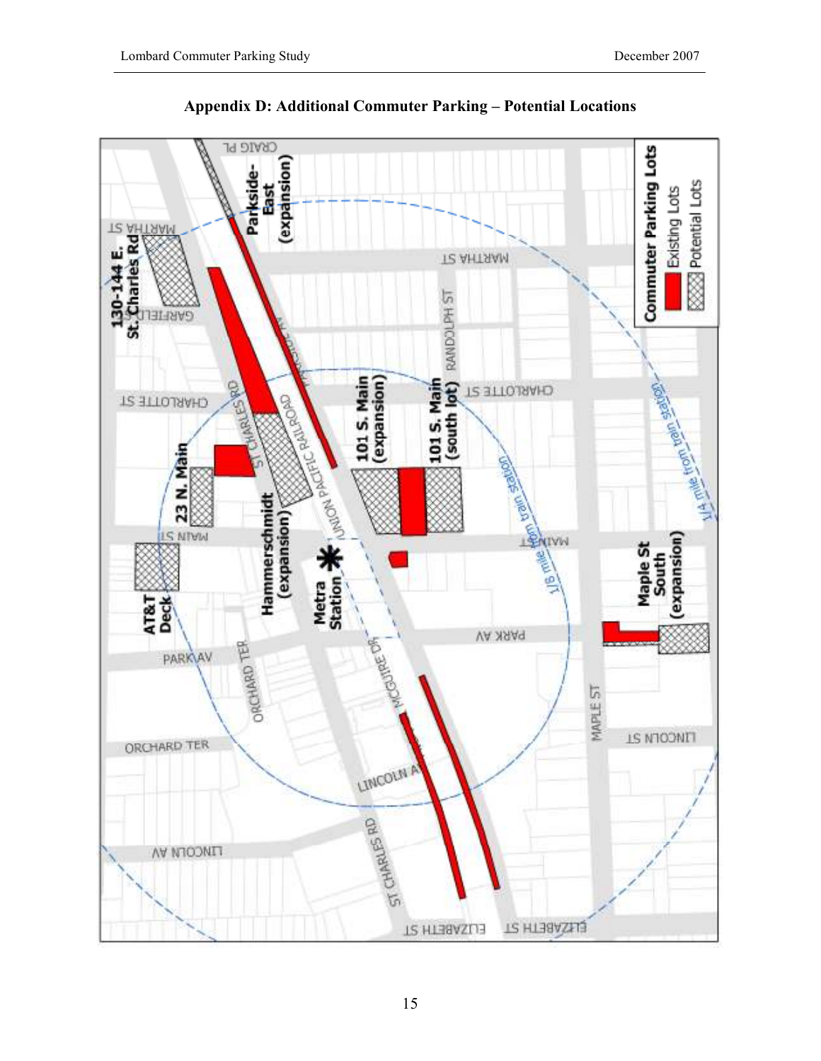## Appendix D: Additional Commuter Parking – Potential Locations

**Commuter Parking Lots**

- Existing Lots
- Potential Lots

130-144 E. St. Charles Rd

Parkside-East (expansion)

Hammerschmidt (expansion)

23 N. Main

101 S. Main (expansion)

101 S. Main (south lot)

AT&T Deck

Metra Station

Maple St South (expansion)

1/8 mile from train station

1/4 mile from train station

CRAIG PL, MARTHA ST, GARFIELD ST, CHARLOTTE ST, RANDOLPH ST, MAIN ST, PARK AV, ORCHARD TER, LINCOLN AV, LINCOLN ST, MAPLE ST, ELIZABETH ST, ST CHARLES RD, UNION PACIFIC RAILROAD, MCGUIRE DR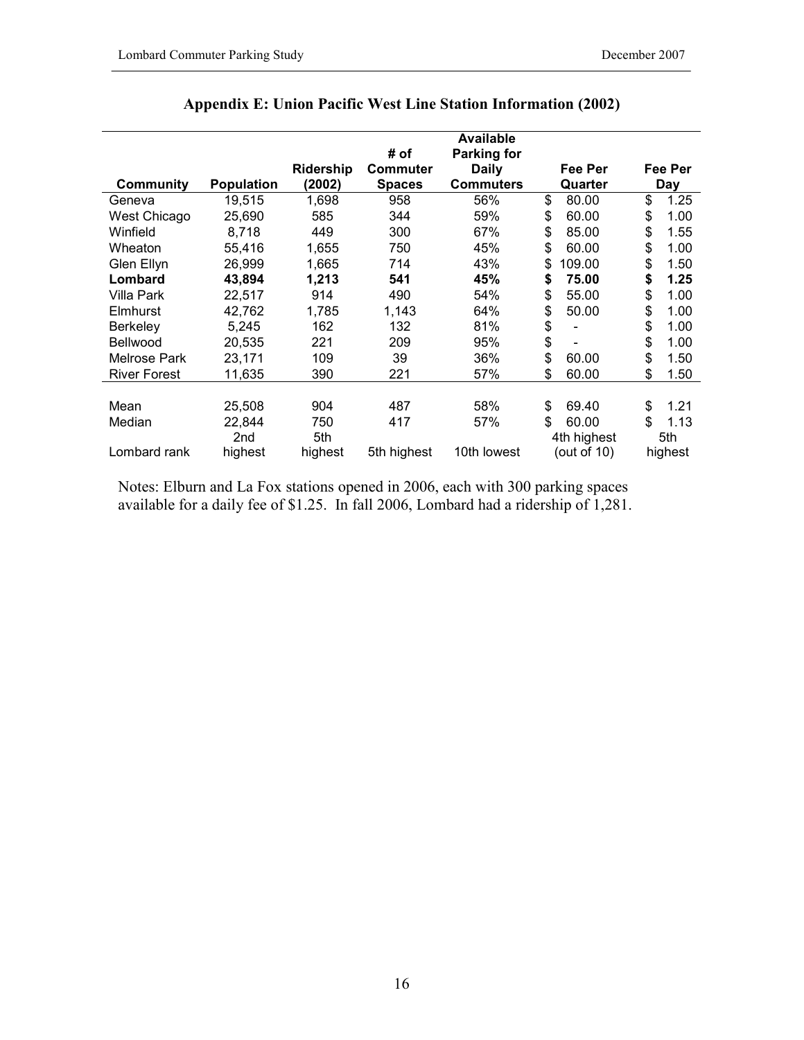## Appendix E: Union Pacific West Line Station Information (2002)

| Community | Population | Ridership (2002) | # of Commuter Spaces | Available Parking for Daily Commuters | Fee Per Quarter | Fee Per Day |
|---|---|---|---|---|---|---|
| Geneva | 19,515 | 1,698 | 958 | 56% | $ 80.00 | $ 1.25 |
| West Chicago | 25,690 | 585 | 344 | 59% | $ 60.00 | $ 1.00 |
| Winfield | 8,718 | 449 | 300 | 67% | $ 85.00 | $ 1.55 |
| Wheaton | 55,416 | 1,655 | 750 | 45% | $ 60.00 | $ 1.00 |
| Glen Ellyn | 26,999 | 1,665 | 714 | 43% | $ 109.00 | $ 1.50 |
| **Lombard** | **43,894** | **1,213** | **541** | **45%** | **$ 75.00** | **$ 1.25** |
| Villa Park | 22,517 | 914 | 490 | 54% | $ 55.00 | $ 1.00 |
| Elmhurst | 42,762 | 1,785 | 1,143 | 64% | $ 50.00 | $ 1.00 |
| Berkeley | 5,245 | 162 | 132 | 81% | $ - | $ 1.00 |
| Bellwood | 20,535 | 221 | 209 | 95% | $ - | $ 1.00 |
| Melrose Park | 23,171 | 109 | 39 | 36% | $ 60.00 | $ 1.50 |
| River Forest | 11,635 | 390 | 221 | 57% | $ 60.00 | $ 1.50 |
| Mean | 25,508 | 904 | 487 | 58% | $ 69.40 | $ 1.21 |
| Median | 22,844 | 750 | 417 | 57% | $ 60.00 | $ 1.13 |
| Lombard rank | 2nd highest | 5th highest | 5th highest | 10th lowest | 4th highest (out of 10) | 5th highest |

Notes: Elburn and La Fox stations opened in 2006, each with 300 parking spaces available for a daily fee of $1.25. In fall 2006, Lombard had a ridership of 1,281.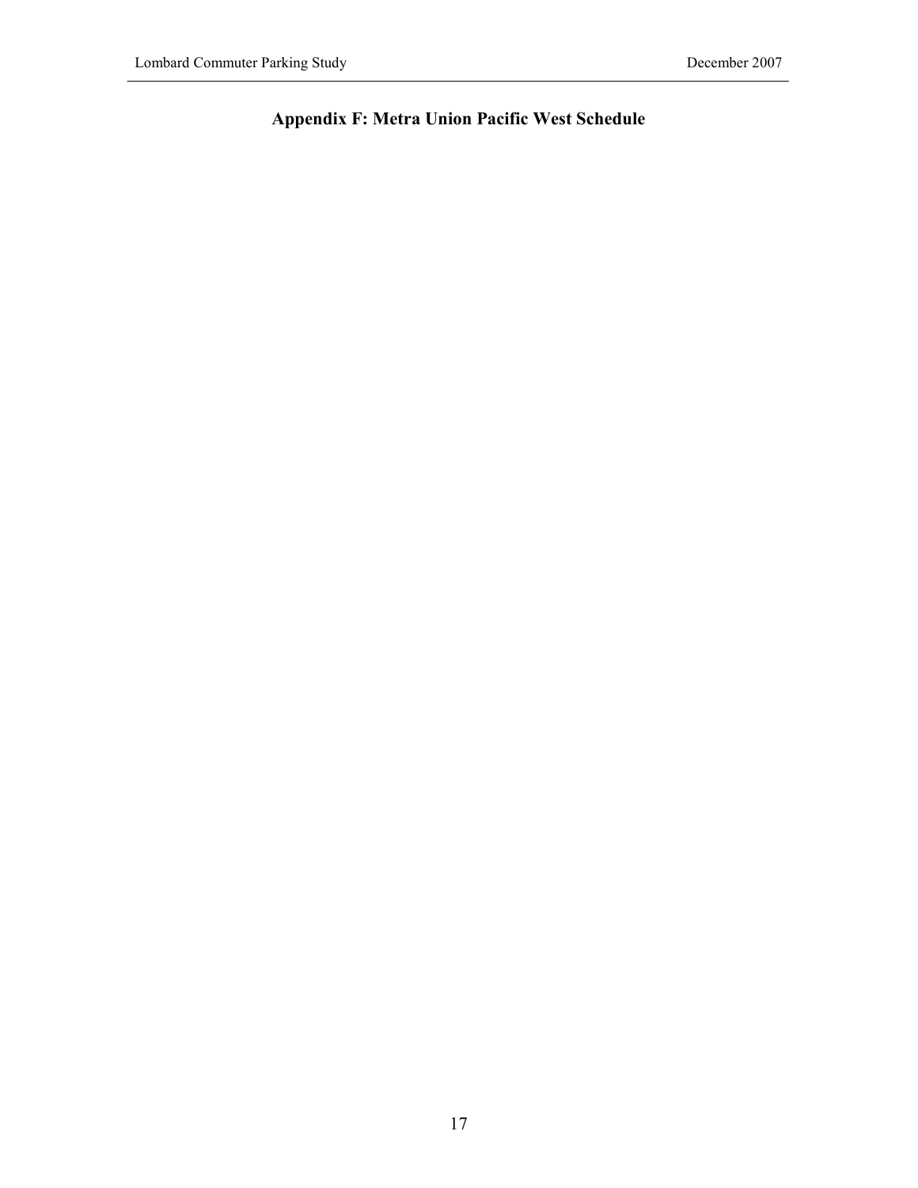## Appendix F: Metra Union Pacific West Schedule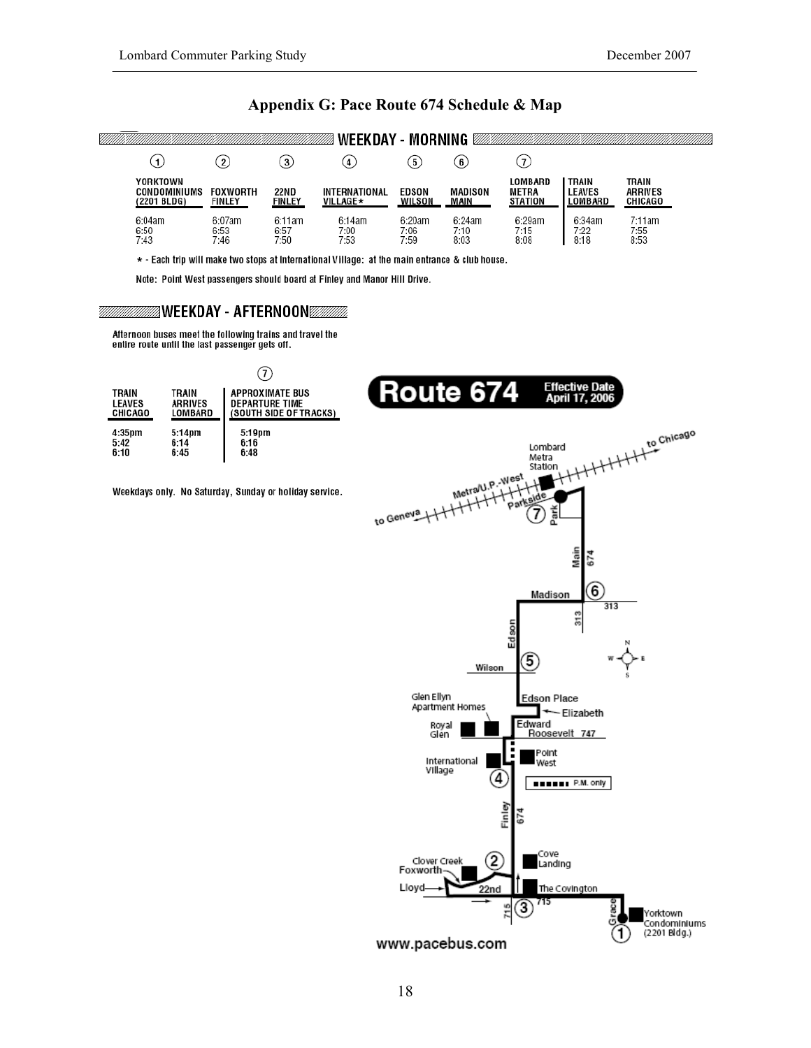## Appendix G: Pace Route 674 Schedule & Map

### WEEKDAY - MORNING

| ① YORKTOWN CONDOMINIUMS (2201 BLDG) | ② FOXWORTH FINLEY | ③ 22ND FINLEY | ④ INTERNATIONAL VILLAGE* | ⑤ EDSON WILSON | ⑥ MADISON MAIN | ⑦ LOMBARD METRA STATION | TRAIN LEAVES LOMBARD | TRAIN ARRIVES CHICAGO |
|---|---|---|---|---|---|---|---|---|
| 6:04am | 6:07am | 6:11am | 6:14am | 6:20am | 6:24am | 6:29am | 6:34am | 7:11am |
| 6:50 | 6:53 | 6:57 | 7:00 | 7:06 | 7:10 | 7:15 | 7:22 | 7:55 |
| 7:43 | 7:46 | 7:50 | 7:53 | 7:59 | 8:03 | 8:08 | 8:18 | 8:53 |

* - Each trip will make two stops at International Village: at the main entrance & club house.

Note: Point West passengers should board at Finley and Manor Hill Drive.

### WEEKDAY - AFTERNOON

Afternoon buses meet the following trains and travel the entire route until the last passenger gets off.

| TRAIN LEAVES CHICAGO | TRAIN ARRIVES LOMBARD | ⑦ APPROXIMATE BUS DEPARTURE TIME (SOUTH SIDE OF TRACKS) |
|---|---|---|
| 4:35pm | 5:14pm | 5:19pm |
| 5:42 | 6:14 | 6:16 |
| 6:10 | 6:45 | 6:48 |

Weekdays only. No Saturday, Sunday or holiday service.

Route 674 Effective Date April 17, 2006

to Chicago
Lombard Metra Station
Metra/U.P.-West
Parkside
to Geneva
⑦
Park
Main
674
Madison
⑥
313
313
Edson
⑤
Wilson
N W E S
Glen Ellyn Apartment Homes
Edson Place
Elizabeth
Royal Glen
Edward
Roosevelt 747
International Village
Point West
④
P.M. only
Finley
674
Clover Creek
Foxworth
②
Cove Landing
Lloyd
22nd
The Covington
715
715
③
Grace
Yorktown Condominiums (2201 Bldg.)
①

www.pacebus.com